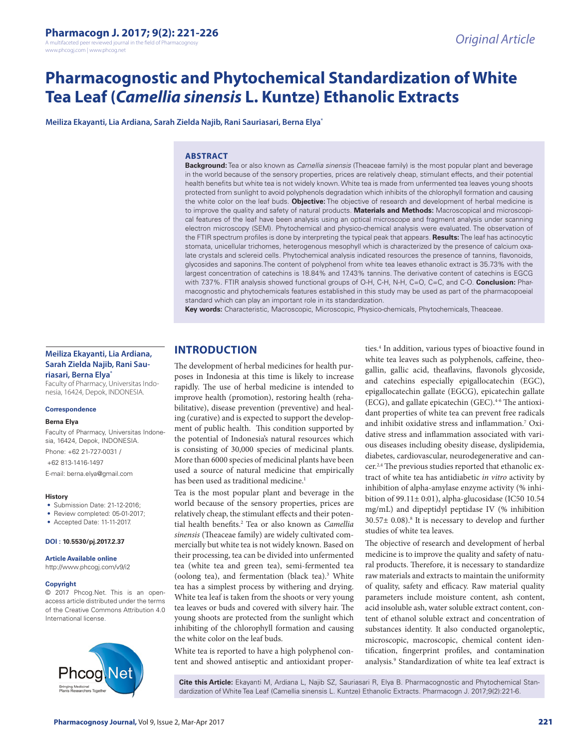Original Article

# Pharmacognostic and Phytochemical Standardization of White Tea Leaf (*Camellia sinensis* L. Kuntze) Ethanolic Extracts

**Meiliza Ekayanti, Lia Ardiana, Sarah Zielda Najib, Rani Sauriasari, Berna Elya***

## ABSTRACT

**Background:** Tea or also known as *Camellia sinensis* (Theaceae family) is the most popular plant and beverage in the world because of the sensory properties, prices are relatively cheap, stimulant effects, and their potential health benefits but white tea is not widely known. White tea is made from unfermented tea leaves young shoots protected from sunlight to avoid polyphenols degradation which inhibits of the chlorophyll formation and causing the white color on the leaf buds. **Objective:** The objective of research and development of herbal medicine is to improve the quality and safety of natural products. **Materials and Methods:** Macroscopical and microscopical features of the leaf have been analysis using an optical microscope and fragment analysis under scanning electron microscopy (SEM). Phytochemical and physico-chemical analysis were evaluated. The observation of the FTIR spectrum profiles is done by interpreting the typical peak that appears. **Results:** The leaf has actinocytic stomata, unicellular trichomes, heterogenous mesophyll which is characterized by the presence of calcium oxalate crystals and sclereid cells. Phytochemical analysis indicated resources the presence of tannins, flavonoids, glycosides and saponins.The content of polyphenol from white tea leaves ethanolic extract is 35.73% with the largest concentration of catechins is 18.84% and 17.43% tannins. The derivative content of catechins is EGCG with 7.37%. FTIR analysis showed functional groups of O-H, C-H, N-H, C=O, C=C, and C-O. **Conclusion:** Pharmacognostic and phytochemicals features established in this study may be used as part of the pharmacopoeial standard which can play an important role in its standardization.

**Key words:** Characteristic, Macroscopic, Microscopic, Physico-chemicals, Phytochemicals, Theaceae.

**Meiliza Ekayanti, Lia Ardiana, Sarah Zielda Najib, Rani Sauriasari, Berna Elya***

Faculty of Pharmacy, Universitas Indonesia, 16424, Depok, INDONESIA.

**Correspondence**

**Berna Elya**

Faculty of Pharmacy, Universitas Indonesia, 16424, Depok, INDONESIA.

Phone: +62 21-727-0031 /

+62 813-1416-1497

E-mail: berna.elya@gmail.com

**History**

- Submission Date: 21-12-2016;
- Review completed: 05-01-2017;
- Accepted Date: 11-11-2017.

**DOI : 10.5530/pj.2017.2.37**

**Article Available online**

http://www.phcogj.com/v9/i2

**Copyright**

© 2017 Phcog.Net. This is an open-access article distributed under the terms of the Creative Commons Attribution 4.0 International license.

## INTRODUCTION

The development of herbal medicines for health purposes in Indonesia at this time is likely to increase rapidly. The use of herbal medicine is intended to improve health (promotion), restoring health (rehabilitative), disease prevention (preventive) and healing (curative) and is expected to support the development of public health. This condition supported by the potential of Indonesia's natural resources which is consisting of 30,000 species of medicinal plants. More than 6000 species of medicinal plants have been used a source of natural medicine that empirically has been used as traditional medicine.[1]

Tea is the most popular plant and beverage in the world because of the sensory properties, prices are relatively cheap, the stimulant effects and their potential health benefits.[2] Tea or also known as *Camellia sinensis* (Theaceae family) are widely cultivated commercially but white tea is not widely known. Based on their processing, tea can be divided into unfermented tea (white tea and green tea), semi-fermented tea (oolong tea), and fermentation (black tea).[3] White tea has a simplest process by withering and drying. White tea leaf is taken from the shoots or very young tea leaves or buds and covered with silvery hair. The young shoots are protected from the sunlight which inhibiting of the chlorophyll formation and causing the white color on the leaf buds.

White tea is reported to have a high polyphenol content and showed antiseptic and antioxidant properties.[4] In addition, various types of bioactive found in white tea leaves such as polyphenols, caffeine, theogallin, gallic acid, theaflavins, flavonols glycoside, and catechins especially epigallocatechin (EGC), epigallocatechin gallate (EGCG), epicatechin gallate (ECG), and gallate epicatechin (GEC).[4-6] The antioxidant properties of white tea can prevent free radicals and inhibit oxidative stress and inflammation.[7] Oxidative stress and inflammation associated with various diseases including obesity disease, dyslipidemia, diabetes, cardiovascular, neurodegenerative and cancer.[2,4] The previous studies reported that ethanolic extract of white tea has antidiabetic *in vitro* activity by inhibition of alpha-amylase enzyme activity (% inhibition of 99.11± 0:01), alpha-glucosidase (IC50 10.54 mg/mL) and dipeptidyl peptidase IV (% inhibition 30.57± 0.08).[8] It is necessary to develop and further studies of white tea leaves.

The objective of research and development of herbal medicine is to improve the quality and safety of natural products. Therefore, it is necessary to standardize raw materials and extracts to maintain the uniformity of quality, safety and efficacy. Raw material quality parameters include moisture content, ash content, acid insoluble ash, water soluble extract content, content of ethanol soluble extract and concentration of substances identity. It also conducted organoleptic, microscopic, macroscopic, chemical content identification, fingerprint profiles, and contamination analysis.[9] Standardization of white tea leaf extract is

**Cite this Article:** Ekayanti M, Ardiana L, Najib SZ, Sauriasari R, Elya B. Pharmacognostic and Phytochemical Standardization of White Tea Leaf (Camellia sinensis L. Kuntze) Ethanolic Extracts. Pharmacogn J. 2017;9(2):221-6.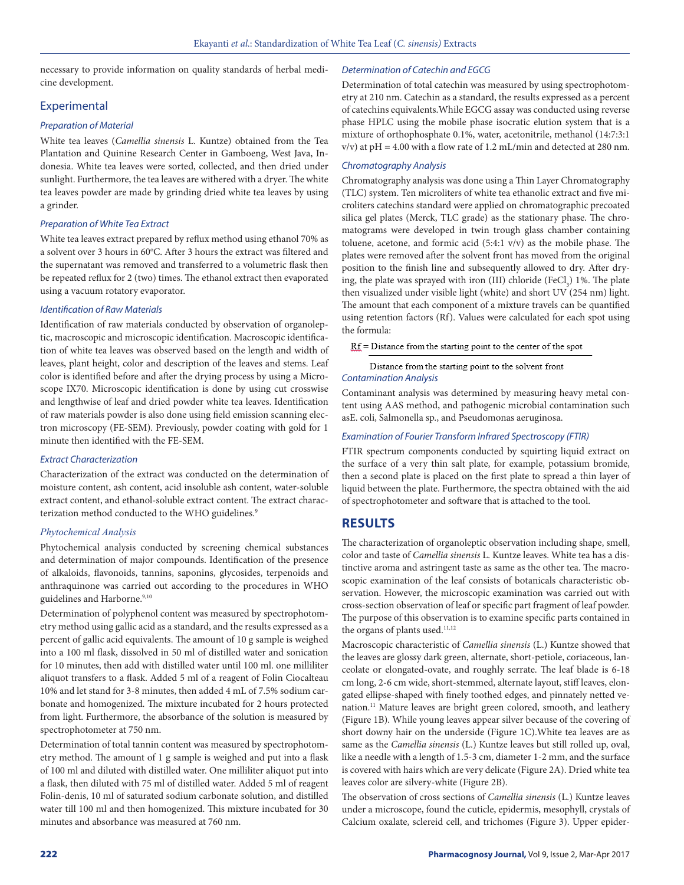necessary to provide information on quality standards of herbal medicine development.

## Experimental

### *Preparation of Material*

White tea leaves (*Camellia sinensis* L. Kuntze) obtained from the Tea Plantation and Quinine Research Center in Gamboeng, West Java, Indonesia. White tea leaves were sorted, collected, and then dried under sunlight. Furthermore, the tea leaves are withered with a dryer. The white tea leaves powder are made by grinding dried white tea leaves by using a grinder.

### *Preparation of White Tea Extract*

White tea leaves extract prepared by reflux method using ethanol 70% as a solvent over 3 hours in 60°C. After 3 hours the extract was filtered and the supernatant was removed and transferred to a volumetric flask then be repeated reflux for 2 (two) times. The ethanol extract then evaporated using a vacuum rotatory evaporator.

### *Identification of Raw Materials*

Identification of raw materials conducted by observation of organoleptic, macroscopic and microscopic identification. Macroscopic identification of white tea leaves was observed based on the length and width of leaves, plant height, color and description of the leaves and stems. Leaf color is identified before and after the drying process by using a Microscope IX70. Microscopic identification is done by using cut crosswise and lengthwise of leaf and dried powder white tea leaves. Identification of raw materials powder is also done using field emission scanning electron microscopy (FE-SEM). Previously, powder coating with gold for 1 minute then identified with the FE-SEM.

### *Extract Characterization*

Characterization of the extract was conducted on the determination of moisture content, ash content, acid insoluble ash content, water-soluble extract content, and ethanol-soluble extract content. The extract characterization method conducted to the WHO guidelines.[9]

### *Phytochemical Analysis*

Phytochemical analysis conducted by screening chemical substances and determination of major compounds. Identification of the presence of alkaloids, flavonoids, tannins, saponins, glycosides, terpenoids and anthraquinone was carried out according to the procedures in WHO guidelines and Harborne.[9,10]

Determination of polyphenol content was measured by spectrophotometry method using gallic acid as a standard, and the results expressed as a percent of gallic acid equivalents. The amount of 10 g sample is weighed into a 100 ml flask, dissolved in 50 ml of distilled water and sonication for 10 minutes, then add with distilled water until 100 ml. one milliliter aliquot transfers to a flask. Added 5 ml of a reagent of Folin Ciocalteau 10% and let stand for 3-8 minutes, then added 4 mL of 7.5% sodium carbonate and homogenized. The mixture incubated for 2 hours protected from light. Furthermore, the absorbance of the solution is measured by spectrophotometer at 750 nm.

Determination of total tannin content was measured by spectrophotometry method. The amount of 1 g sample is weighed and put into a flask of 100 ml and diluted with distilled water. One milliliter aliquot put into a flask, then diluted with 75 ml of distilled water. Added 5 ml of reagent Folin-denis, 10 ml of saturated sodium carbonate solution, and distilled water till 100 ml and then homogenized. This mixture incubated for 30 minutes and absorbance was measured at 760 nm.

### *Determination of Catechin and EGCG*

Determination of total catechin was measured by using spectrophotometry at 210 nm. Catechin as a standard, the results expressed as a percent of catechins equivalents.While EGCG assay was conducted using reverse phase HPLC using the mobile phase isocratic elution system that is a mixture of orthophosphate 0.1%, water, acetonitrile, methanol (14:7:3:1 v/v) at pH = 4.00 with a flow rate of 1.2 mL/min and detected at 280 nm.

### *Chromatography Analysis*

Chromatography analysis was done using a Thin Layer Chromatography (TLC) system. Ten microliters of white tea ethanolic extract and five microliters catechins standard were applied on chromatographic precoated silica gel plates (Merck, TLC grade) as the stationary phase. The chromatograms were developed in twin trough glass chamber containing toluene, acetone, and formic acid (5:4:1 v/v) as the mobile phase. The plates were removed after the solvent front has moved from the original position to the finish line and subsequently allowed to dry. After drying, the plate was sprayed with iron (III) chloride ($FeCl_3$) 1%. The plate then visualized under visible light (white) and short UV (254 nm) light. The amount that each component of a mixture travels can be quantified using retention factors (Rf). Values were calculated for each spot using the formula:

$$Rf = \frac{\text{Distance from the starting point to the center of the spot}}{\text{Distance from the starting point to the solvent front}}$$

### *Contamination Analysis*

Contaminant analysis was determined by measuring heavy metal content using AAS method, and pathogenic microbial contamination such asE. coli, Salmonella sp., and Pseudomonas aeruginosa.

### *Examination of Fourier Transform Infrared Spectroscopy (FTIR)*

FTIR spectrum components conducted by squirting liquid extract on the surface of a very thin salt plate, for example, potassium bromide, then a second plate is placed on the first plate to spread a thin layer of liquid between the plate. Furthermore, the spectra obtained with the aid of spectrophotometer and software that is attached to the tool.

## RESULTS

The characterization of organoleptic observation including shape, smell, color and taste of *Camellia sinensis* L. Kuntze leaves. White tea has a distinctive aroma and astringent taste as same as the other tea. The macroscopic examination of the leaf consists of botanicals characteristic observation. However, the microscopic examination was carried out with cross-section observation of leaf or specific part fragment of leaf powder. The purpose of this observation is to examine specific parts contained in the organs of plants used.[11,12]

Macroscopic characteristic of *Camellia sinensis* (L.) Kuntze showed that the leaves are glossy dark green, alternate, short-petiole, coriaceous, lanceolate or elongated-ovate, and roughly serrate. The leaf blade is 6-18 cm long, 2-6 cm wide, short-stemmed, alternate layout, stiff leaves, elongated ellipse-shaped with finely toothed edges, and pinnately netted venation.[11] Mature leaves are bright green colored, smooth, and leathery (Figure 1B). While young leaves appear silver because of the covering of short downy hair on the underside (Figure 1C).White tea leaves are as same as the *Camellia sinensis* (L.) Kuntze leaves but still rolled up, oval, like a needle with a length of 1.5-3 cm, diameter 1-2 mm, and the surface is covered with hairs which are very delicate (Figure 2A). Dried white tea leaves color are silvery-white (Figure 2B).

The observation of cross sections of *Camellia sinensis* (L.) Kuntze leaves under a microscope, found the cuticle, epidermis, mesophyll, crystals of Calcium oxalate, sclereid cell, and trichomes (Figure 3). Upper epider-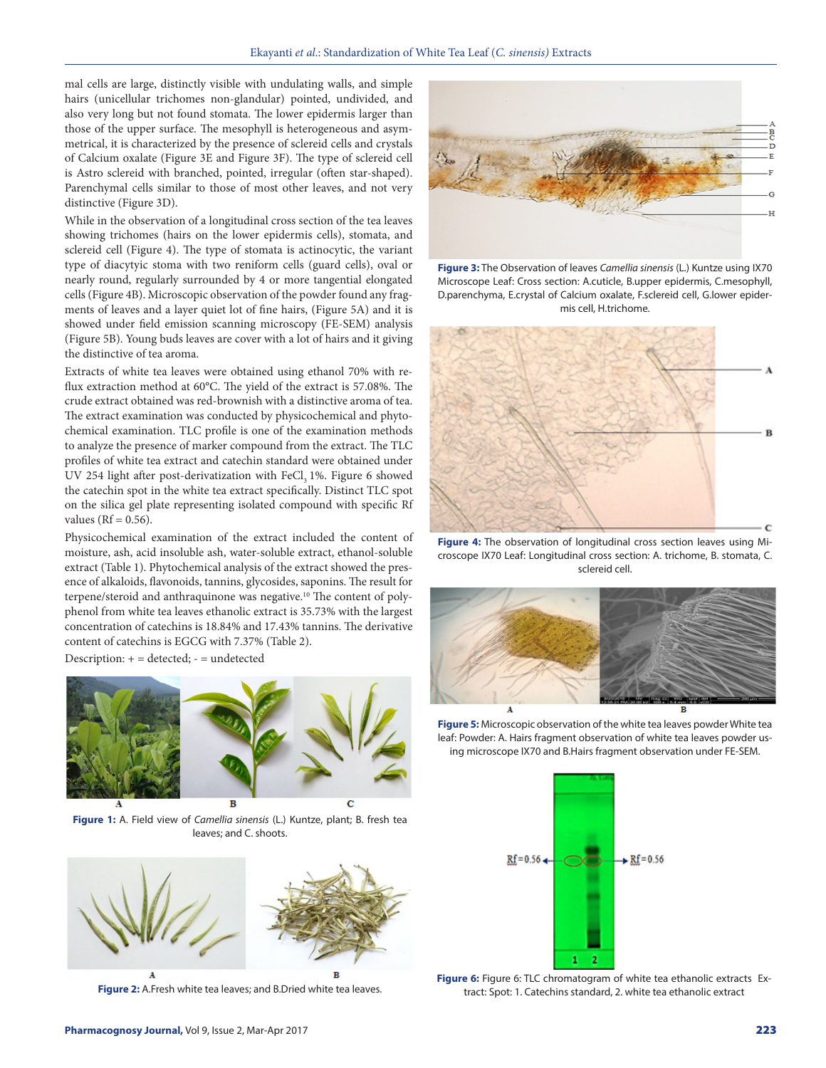mal cells are large, distinctly visible with undulating walls, and simple hairs (unicellular trichomes non-glandular) pointed, undivided, and also very long but not found stomata. The lower epidermis larger than those of the upper surface. The mesophyll is heterogeneous and asymmetrical, it is characterized by the presence of sclereid cells and crystals of Calcium oxalate (Figure 3E and Figure 3F). The type of sclereid cell is Astro sclereid with branched, pointed, irregular (often star-shaped). Parenchymal cells similar to those of most other leaves, and not very distinctive (Figure 3D).

While in the observation of a longitudinal cross section of the tea leaves showing trichomes (hairs on the lower epidermis cells), stomata, and sclereid cell (Figure 4). The type of stomata is actinocytic, the variant type of diacytyic stoma with two reniform cells (guard cells), oval or nearly round, regularly surrounded by 4 or more tangential elongated cells (Figure 4B). Microscopic observation of the powder found any fragments of leaves and a layer quiet lot of fine hairs, (Figure 5A) and it is showed under field emission scanning microscopy (FE-SEM) analysis (Figure 5B). Young buds leaves are cover with a lot of hairs and it giving the distinctive of tea aroma.

Extracts of white tea leaves were obtained using ethanol 70% with reflux extraction method at 60°C. The yield of the extract is 57.08%. The crude extract obtained was red-brownish with a distinctive aroma of tea. The extract examination was conducted by physicochemical and phytochemical examination. TLC profile is one of the examination methods to analyze the presence of marker compound from the extract. The TLC profiles of white tea extract and catechin standard were obtained under UV 254 light after post-derivatization with $FeCl_3$ 1%. Figure 6 showed the catechin spot in the white tea extract specifically. Distinct TLC spot on the silica gel plate representing isolated compound with specific Rf values (Rf = 0.56).

Physicochemical examination of the extract included the content of moisture, ash, acid insoluble ash, water-soluble extract, ethanol-soluble extract (Table 1). Phytochemical analysis of the extract showed the presence of alkaloids, flavonoids, tannins, glycosides, saponins. The result for terpene/steroid and anthraquinone was negative.[10] The content of polyphenol from white tea leaves ethanolic extract is 35.73% with the largest concentration of catechins is 18.84% and 17.43% tannins. The derivative content of catechins is EGCG with 7.37% (Table 2).

Description: + = detected; - = undetected

**Figure 1:** A. Field view of *Camellia sinensis* (L.) Kuntze, plant; B. fresh tea leaves; and C. shoots.

**Figure 2:** A.Fresh white tea leaves; and B.Dried white tea leaves.

**Figure 3:** The Observation of leaves *Camellia sinensis* (L.) Kuntze using IX70 Microscope Leaf: Cross section: A.cuticle, B.upper epidermis, C.mesophyll, D.parenchyma, E.crystal of Calcium oxalate, F.sclereid cell, G.lower epidermis cell, H.trichome.

**Figure 4:** The observation of longitudinal cross section leaves using Microscope IX70 Leaf: Longitudinal cross section: A. trichome, B. stomata, C. sclereid cell.

**Figure 5:** Microscopic observation of the white tea leaves powder White tea leaf: Powder: A. Hairs fragment observation of white tea leaves powder using microscope IX70 and B.Hairs fragment observation under FE-SEM.

**Figure 6:** Figure 6: TLC chromatogram of white tea ethanolic extracts Extract: Spot: 1. Catechins standard, 2. white tea ethanolic extract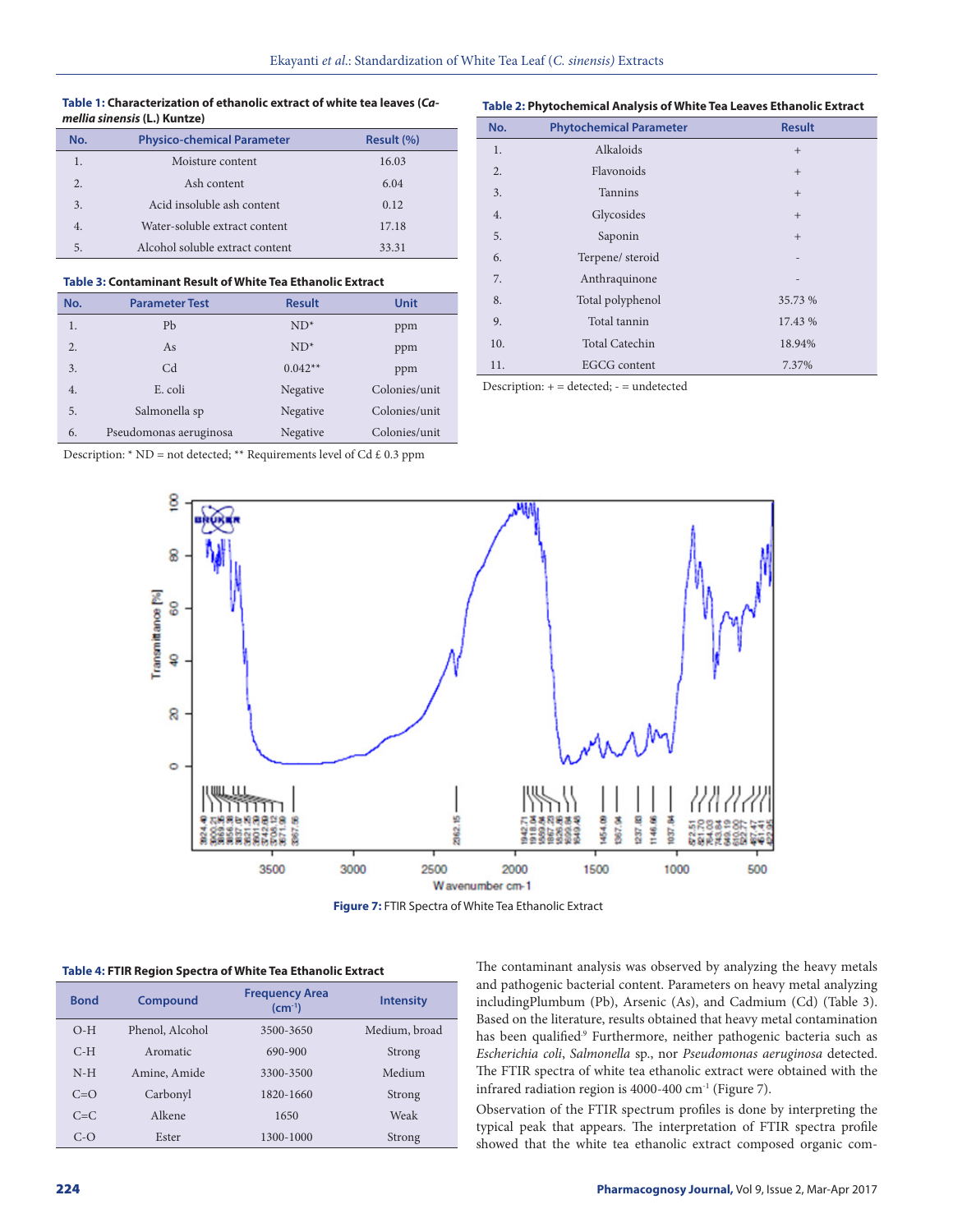**Table 1:** Characterization of ethanolic extract of white tea leaves (*Camellia sinensis* (L.) Kuntze)

| No. | Physico-chemical Parameter | Result (%) |
|---|---|---|
| 1. | Moisture content | 16.03 |
| 2. | Ash content | 6.04 |
| 3. | Acid insoluble ash content | 0.12 |
| 4. | Water-soluble extract content | 17.18 |
| 5. | Alcohol soluble extract content | 33.31 |

**Table 2:** Phytochemical Analysis of White Tea Leaves Ethanolic Extract

| No. | Phytochemical Parameter | Result |
|---|---|---|
| 1. | Alkaloids | + |
| 2. | Flavonoids | + |
| 3. | Tannins | + |
| 4. | Glycosides | + |
| 5. | Saponin | + |
| 6. | Terpene/ steroid | - |
| 7. | Anthraquinone | - |
| 8. | Total polyphenol | 35.73 % |
| 9. | Total tannin | 17.43 % |
| 10. | Total Catechin | 18.94% |
| 11. | EGCG content | 7.37% |

Description: + = detected; - = undetected

**Table 3:** Contaminant Result of White Tea Ethanolic Extract

| No. | Parameter Test | Result | Unit |
|---|---|---|---|
| 1. | Pb | ND* | ppm |
| 2. | As | ND* | ppm |
| 3. | Cd | 0.042** | ppm |
| 4. | E. coli | Negative | Colonies/unit |
| 5. | Salmonella sp | Negative | Colonies/unit |
| 6. | Pseudomonas aeruginosa | Negative | Colonies/unit |

Description: * ND = not detected; ** Requirements level of Cd £ 0.3 ppm

**Figure 7:** FTIR Spectra of White Tea Ethanolic Extract

**Table 4:** FTIR Region Spectra of White Tea Ethanolic Extract

| Bond | Compound | Frequency Area ($cm^{-1}$) | Intensity |
|---|---|---|---|
| O-H | Phenol, Alcohol | 3500-3650 | Medium, broad |
| C-H | Aromatic | 690-900 | Strong |
| N-H | Amine, Amide | 3300-3500 | Medium |
| C=O | Carbonyl | 1820-1660 | Strong |
| C=C | Alkene | 1650 | Weak |
| C-O | Ester | 1300-1000 | Strong |

The contaminant analysis was observed by analyzing the heavy metals and pathogenic bacterial content. Parameters on heavy metal analyzing includingPlumbum (Pb), Arsenic (As), and Cadmium (Cd) (Table 3). Based on the literature, results obtained that heavy metal contamination has been qualified[9] Furthermore, neither pathogenic bacteria such as *Escherichia coli*, *Salmonella* sp., nor *Pseudomonas aeruginosa* detected. The FTIR spectra of white tea ethanolic extract were obtained with the infrared radiation region is 4000-400 $cm^{-1}$ (Figure 7).

Observation of the FTIR spectrum profiles is done by interpreting the typical peak that appears. The interpretation of FTIR spectra profile showed that the white tea ethanolic extract composed organic com-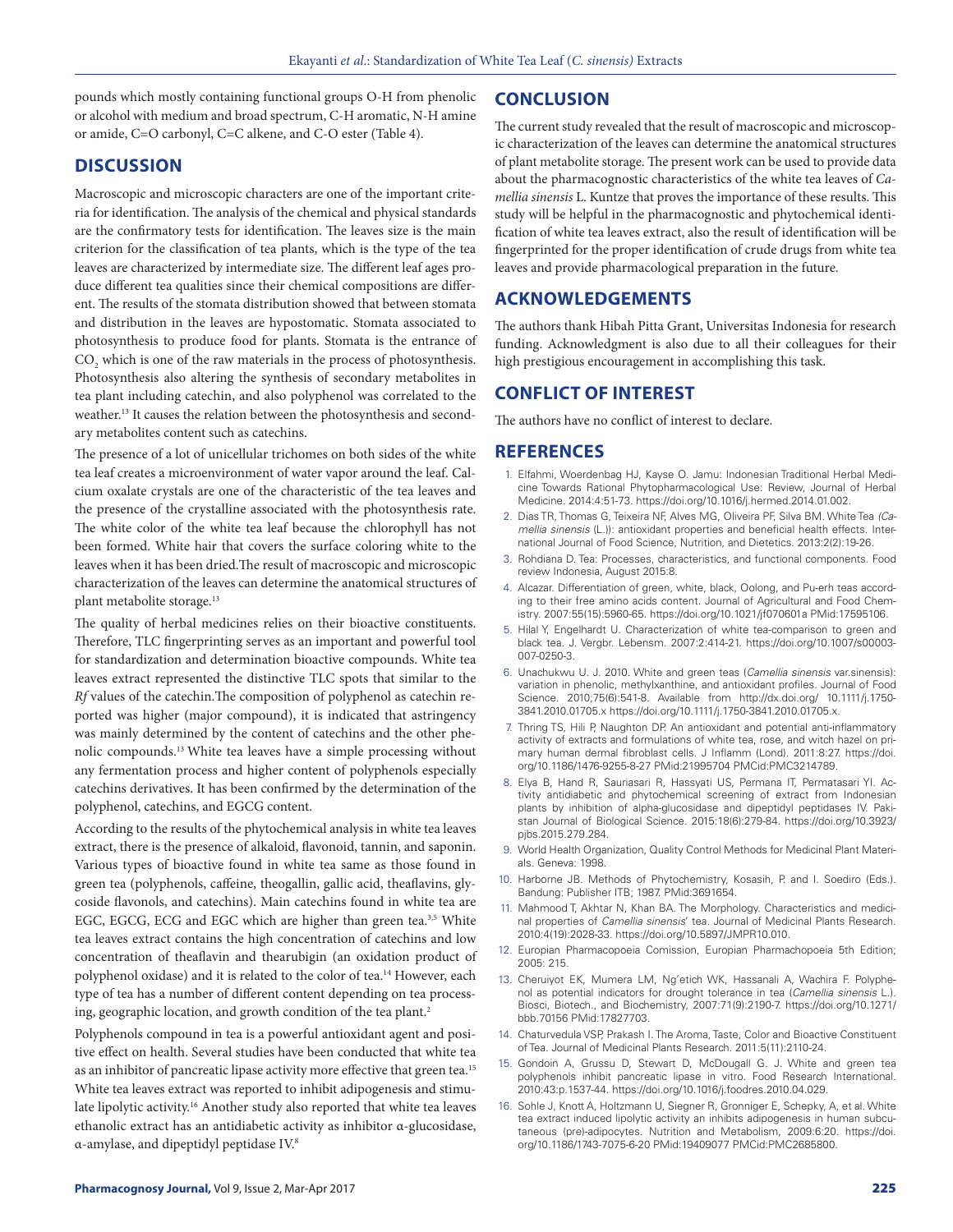pounds which mostly containing functional groups O-H from phenolic or alcohol with medium and broad spectrum, C-H aromatic, N-H amine or amide, C=O carbonyl, C=C alkene, and C-O ester (Table 4).

## DISCUSSION

Macroscopic and microscopic characters are one of the important criteria for identification. The analysis of the chemical and physical standards are the confirmatory tests for identification. The leaves size is the main criterion for the classification of tea plants, which is the type of the tea leaves are characterized by intermediate size. The different leaf ages produce different tea qualities since their chemical compositions are different. The results of the stomata distribution showed that between stomata and distribution in the leaves are hypostomatic. Stomata associated to photosynthesis to produce food for plants. Stomata is the entrance of $CO_2$ which is one of the raw materials in the process of photosynthesis. Photosynthesis also altering the synthesis of secondary metabolites in tea plant including catechin, and also polyphenol was correlated to the weather.[13] It causes the relation between the photosynthesis and secondary metabolites content such as catechins.

The presence of a lot of unicellular trichomes on both sides of the white tea leaf creates a microenvironment of water vapor around the leaf. Calcium oxalate crystals are one of the characteristic of the tea leaves and the presence of the crystalline associated with the photosynthesis rate. The white color of the white tea leaf because the chlorophyll has not been formed. White hair that covers the surface coloring white to the leaves when it has been dried.The result of macroscopic and microscopic characterization of the leaves can determine the anatomical structures of plant metabolite storage.[13]

The quality of herbal medicines relies on their bioactive constituents. Therefore, TLC fingerprinting serves as an important and powerful tool for standardization and determination bioactive compounds. White tea leaves extract represented the distinctive TLC spots that similar to the *Rf* values of the catechin.The composition of polyphenol as catechin reported was higher (major compound), it is indicated that astringency was mainly determined by the content of catechins and the other phenolic compounds.[13] White tea leaves have a simple processing without any fermentation process and higher content of polyphenols especially catechins derivatives. It has been confirmed by the determination of the polyphenol, catechins, and EGCG content.

According to the results of the phytochemical analysis in white tea leaves extract, there is the presence of alkaloid, flavonoid, tannin, and saponin. Various types of bioactive found in white tea same as those found in green tea (polyphenols, caffeine, theogallin, gallic acid, theaflavins, glycoside flavonols, and catechins). Main catechins found in white tea are EGC, EGCG, ECG and EGC which are higher than green tea.[3,5] White tea leaves extract contains the high concentration of catechins and low concentration of theaflavin and thearubigin (an oxidation product of polyphenol oxidase) and it is related to the color of tea.[14] However, each type of tea has a number of different content depending on tea processing, geographic location, and growth condition of the tea plant.[2]

Polyphenols compound in tea is a powerful antioxidant agent and positive effect on health. Several studies have been conducted that white tea as an inhibitor of pancreatic lipase activity more effective that green tea.[15] White tea leaves extract was reported to inhibit adipogenesis and stimulate lipolytic activity.[16] Another study also reported that white tea leaves ethanolic extract has an antidiabetic activity as inhibitor α-glucosidase, α-amylase, and dipeptidyl peptidase IV.[8]

## CONCLUSION

The current study revealed that the result of macroscopic and microscopic characterization of the leaves can determine the anatomical structures of plant metabolite storage. The present work can be used to provide data about the pharmacognostic characteristics of the white tea leaves of *Camellia sinensis* L. Kuntze that proves the importance of these results. This study will be helpful in the pharmacognostic and phytochemical identification of white tea leaves extract, also the result of identification will be fingerprinted for the proper identification of crude drugs from white tea leaves and provide pharmacological preparation in the future.

## ACKNOWLEDGEMENTS

The authors thank Hibah Pitta Grant, Universitas Indonesia for research funding. Acknowledgment is also due to all their colleagues for their high prestigious encouragement in accomplishing this task.

## CONFLICT OF INTEREST

The authors have no conflict of interest to declare.

## REFERENCES

1. Elfahmi, Woerdenbag HJ, Kayse O. Jamu: Indonesian Traditional Herbal Medicine Towards Rational Phytopharmacological Use: Review, Journal of Herbal Medicine. 2014:4:51-73. https://doi.org/10.1016/j.hermed.2014.01.002.
2. Dias TR, Thomas G, Teixeira NF, Alves MG, Oliveira PF, Silva BM. White Tea *(Camellia sinensis* (L.)): antioxidant properties and beneficial health effects. International Journal of Food Science, Nutrition, and Dietetics. 2013:2(2):19-26.
3. Rohdiana D. Tea: Processes, characteristics, and functional components. Food review Indonesia, August 2015:8.
4. Alcazar. Differentiation of green, white, black, Oolong, and Pu-erh teas according to their free amino acids content. Journal of Agricultural and Food Chemistry. 2007:55(15):5960-65. https://doi.org/10.1021/jf070601a PMid:17595106.
5. Hilal Y, Engelhardt U. Characterization of white tea-comparison to green and black tea. J. Vergbr. Lebensm. 2007:2:414-21. https://doi.org/10.1007/s00003-007-0250-3.
6. Unachukwu U. J. 2010. White and green teas (*Camellia sinensis* var.sinensis): variation in phenolic, methylxanthine, and antioxidant profiles. Journal of Food Science. 2010;75(6):541-8. Available from http://dx.doi.org/ 10.1111/j.1750-3841.2010.01705.x https://doi.org/10.1111/j.1750-3841.2010.01705.x.
7. Thring TS, Hili P, Naughton DP. An antioxidant and potential anti-inflammatory activity of extracts and formulations of white tea, rose, and witch hazel on primary human dermal fibroblast cells. J Inflamm (Lond). 2011:8:27. https://doi.org/10.1186/1476-9255-8-27 PMid:21995704 PMCid:PMC3214789.
8. Elya B, Hand R, Sauriasari R, Hassyati US, Permana IT, Permatasari YI. Activity antidiabetic and phytochemical screening of extract from Indonesian plants by inhibition of alpha-glucosidase and dipeptidyl peptidases IV. Pakistan Journal of Biological Science. 2015:18(6):279-84. https://doi.org/10.3923/pjbs.2015.279.284.
9. World Health Organization, Quality Control Methods for Medicinal Plant Materials. Geneva: 1998.
10. Harborne JB. Methods of Phytochemistry, Kosasih, P. and I. Soediro (Eds.). Bandung: Publisher ITB; 1987. PMid:3691654.
11. Mahmood T, Akhtar N, Khan BA. The Morphology. Characteristics and medicinal properties of *Camellia sinensis*' tea. Journal of Medicinal Plants Research. 2010:4(19):2028-33. https://doi.org/10.5897/JMPR10.010.
12. Europian Pharmacopoeia Comission, Europian Pharmachopoeia 5th Edition; 2005: 215.
13. Cheruiyot EK, Mumera LM, Ng'etich WK, Hassanali A, Wachira F. Polyphenol as potential indicators for drought tolerance in tea (*Camellia sinensis* L.). Biosci, Biotech., and Biochemistry, 2007:71(9):2190-7. https://doi.org/10.1271/bbb.70156 PMid:17827703.
14. Chaturvedula VSP, Prakash I. The Aroma, Taste, Color and Bioactive Constituent of Tea. Journal of Medicinal Plants Research. 2011:5(11):2110-24.
15. Gondoin A, Grussu D, Stewart D, McDougall G. J. White and green tea polyphenols inhibit pancreatic lipase in vitro. Food Research International. 2010:43:p.1537-44. https://doi.org/10.1016/j.foodres.2010.04.029.
16. Sohle J, Knott A, Holtzmann U, Siegner R, Gronniger E, Schepky, A, et al. White tea extract induced lipolytic activity an inhibits adipogenesis in human subcutaneous (pre)-adipocytes. Nutrition and Metabolism, 2009:6:20. https://doi.org/10.1186/1743-7075-6-20 PMid:19409077 PMCid:PMC2685800.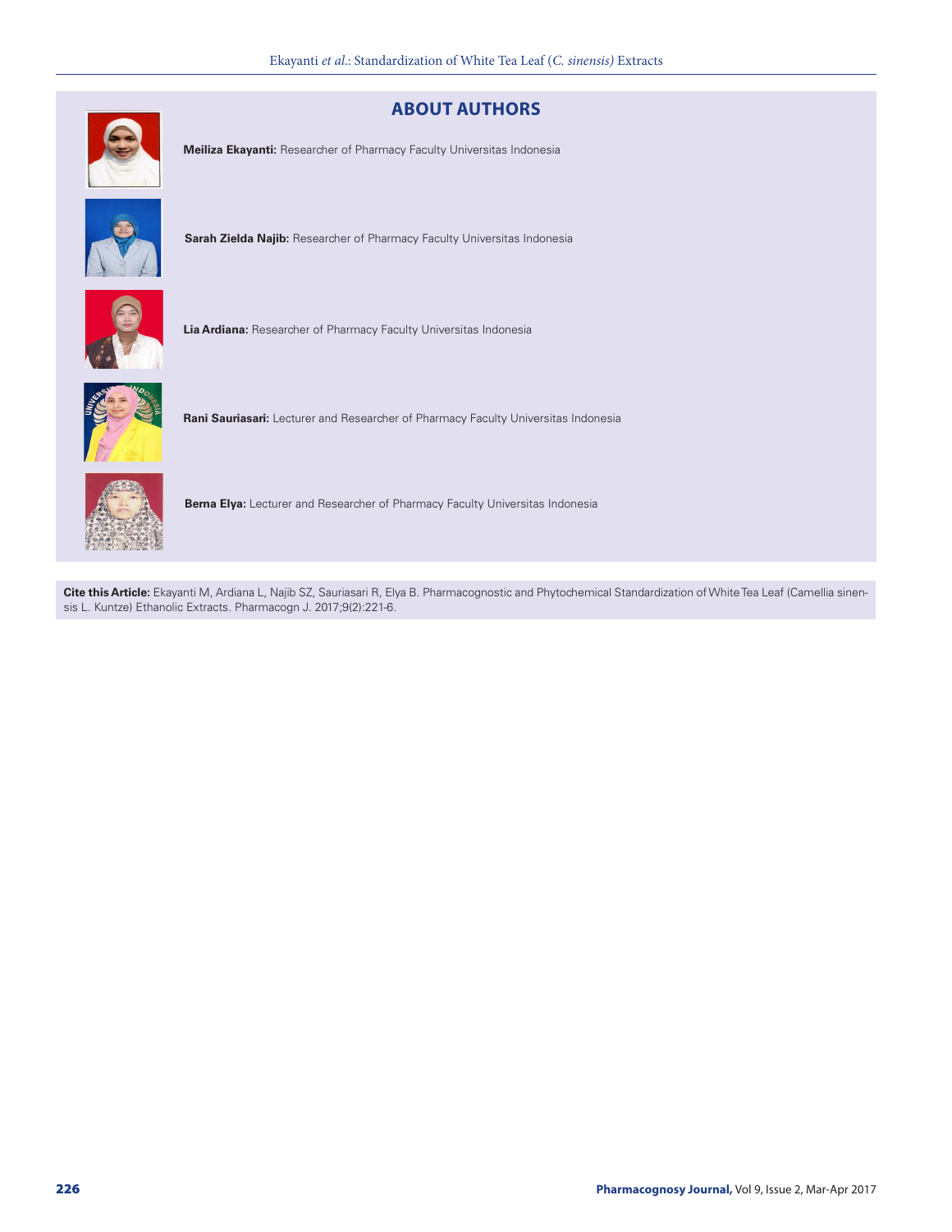## ABOUT AUTHORS

**Meiliza Ekayanti:** Researcher of Pharmacy Faculty Universitas Indonesia

**Sarah Zielda Najib:** Researcher of Pharmacy Faculty Universitas Indonesia

**Lia Ardiana:** Researcher of Pharmacy Faculty Universitas Indonesia

**Rani Sauriasari:** Lecturer and Researcher of Pharmacy Faculty Universitas Indonesia

**Berna Elya:** Lecturer and Researcher of Pharmacy Faculty Universitas Indonesia

**Cite this Article:** Ekayanti M, Ardiana L, Najib SZ, Sauriasari R, Elya B. Pharmacognostic and Phytochemical Standardization of White Tea Leaf (Camellia sinensis L. Kuntze) Ethanolic Extracts. Pharmacogn J. 2017;9(2):221-6.